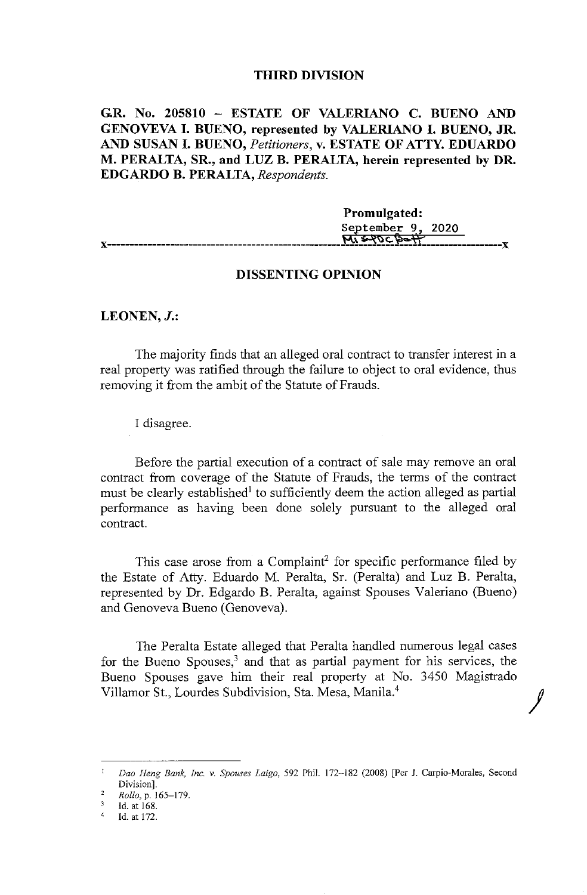**THIRD DIVISION**

**G.R. No. 205810 – ESTATE OF VALERIANO C. BUENO AND GENOVEVA I. BUENO, represented by VALERIANO I. BUENO, JR. AND SUSAN I. BUENO,** *Petitioners*, **v. ESTATE OF ATTY. EDUARDO M. PERALTA, SR., and LUZ B. PERALTA, herein represented by DR. EDGARDO B. PERALTA,** *Respondents.*

**Promulgated:**
September 9, 2020

x-----------------------------------------------------------------------------------------x

**DISSENTING OPINION**

**LEONEN, *J.*:**

The majority finds that an alleged oral contract to transfer interest in a real property was ratified through the failure to object to oral evidence, thus removing it from the ambit of the Statute of Frauds.

I disagree.

Before the partial execution of a contract of sale may remove an oral contract from coverage of the Statute of Frauds, the terms of the contract must be clearly established[1] to sufficiently deem the action alleged as partial performance as having been done solely pursuant to the alleged oral contract.

This case arose from a Complaint[2] for specific performance filed by the Estate of Atty. Eduardo M. Peralta, Sr. (Peralta) and Luz B. Peralta, represented by Dr. Edgardo B. Peralta, against Spouses Valeriano (Bueno) and Genoveva Bueno (Genoveva).

The Peralta Estate alleged that Peralta handled numerous legal cases for the Bueno Spouses,[3] and that as partial payment for his services, the Bueno Spouses gave him their real property at No. 3450 Magistrado Villamor St., Lourdes Subdivision, Sta. Mesa, Manila.[4]

---

[1] *Dao Heng Bank, Inc. v. Spouses Laigo*, 592 Phil. 172–182 (2008) [Per J. Carpio-Morales, Second Division].

[2] *Rollo*, p. 165–179.

[3] Id. at 168.

[4] Id. at 172.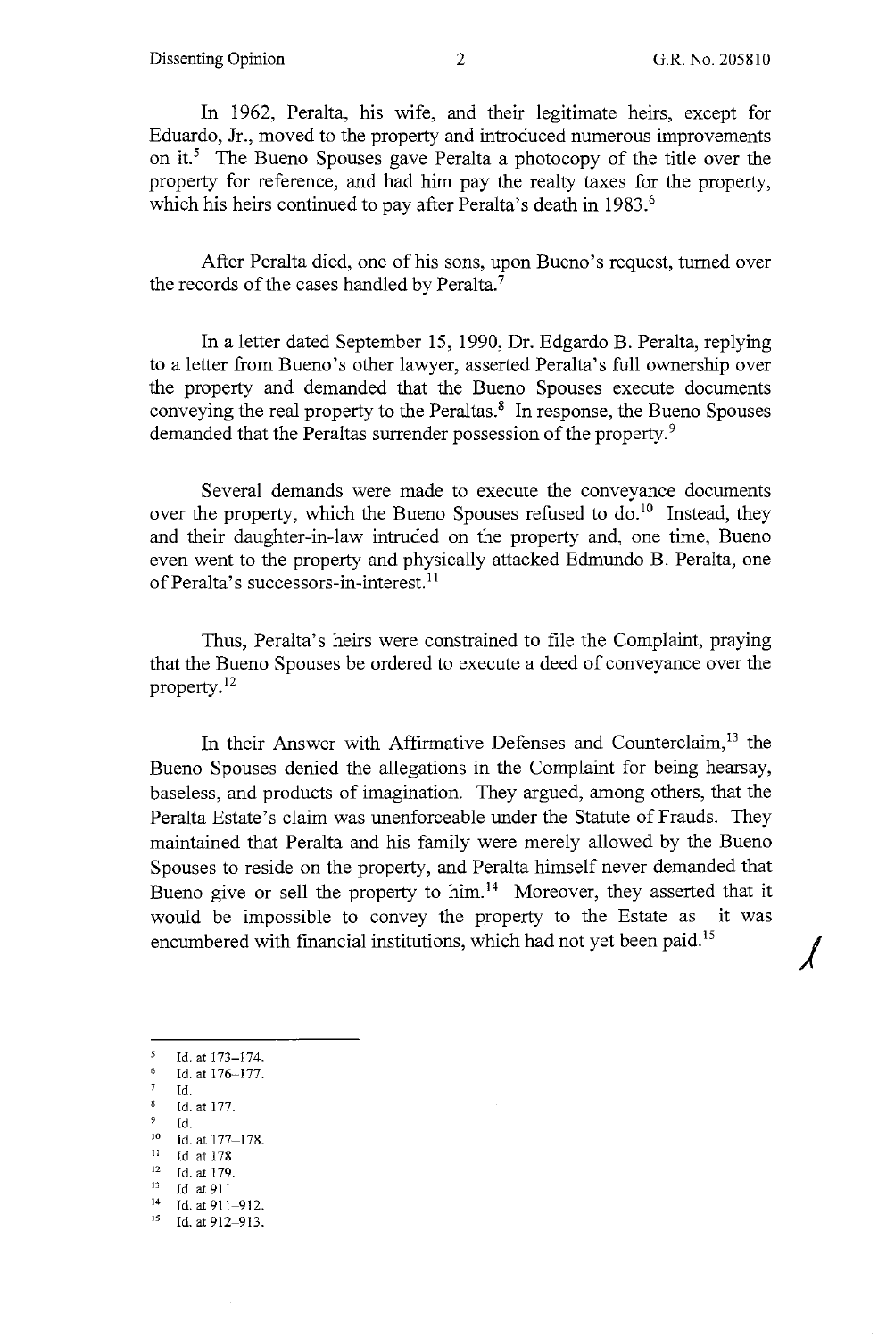In 1962, Peralta, his wife, and their legitimate heirs, except for Eduardo, Jr., moved to the property and introduced numerous improvements on it.[5] The Bueno Spouses gave Peralta a photocopy of the title over the property for reference, and had him pay the realty taxes for the property, which his heirs continued to pay after Peralta's death in 1983.[6]

After Peralta died, one of his sons, upon Bueno's request, turned over the records of the cases handled by Peralta.[7]

In a letter dated September 15, 1990, Dr. Edgardo B. Peralta, replying to a letter from Bueno's other lawyer, asserted Peralta's full ownership over the property and demanded that the Bueno Spouses execute documents conveying the real property to the Peraltas.[8] In response, the Bueno Spouses demanded that the Peraltas surrender possession of the property.[9]

Several demands were made to execute the conveyance documents over the property, which the Bueno Spouses refused to do.[10] Instead, they and their daughter-in-law intruded on the property and, one time, Bueno even went to the property and physically attacked Edmundo B. Peralta, one of Peralta's successors-in-interest.[11]

Thus, Peralta's heirs were constrained to file the Complaint, praying that the Bueno Spouses be ordered to execute a deed of conveyance over the property.[12]

In their Answer with Affirmative Defenses and Counterclaim,[13] the Bueno Spouses denied the allegations in the Complaint for being hearsay, baseless, and products of imagination. They argued, among others, that the Peralta Estate's claim was unenforceable under the Statute of Frauds. They maintained that Peralta and his family were merely allowed by the Bueno Spouses to reside on the property, and Peralta himself never demanded that Bueno give or sell the property to him.[14] Moreover, they asserted that it would be impossible to convey the property to the Estate as it was encumbered with financial institutions, which had not yet been paid.[15]

---

[5] Id. at 173–174.
[6] Id. at 176–177.
[7] Id.
[8] Id. at 177.
[9] Id.
[10] Id. at 177–178.
[11] Id. at 178.
[12] Id. at 179.
[13] Id. at 911.
[14] Id. at 911–912.
[15] Id. at 912–913.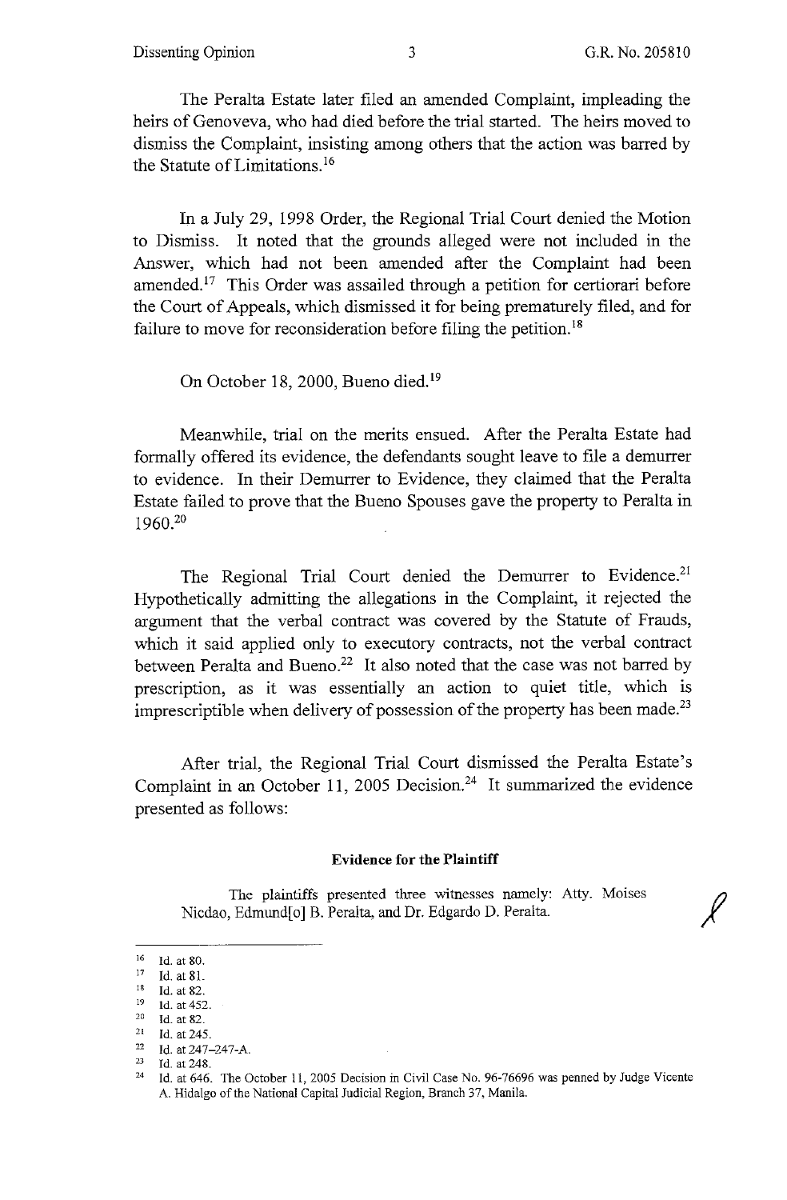The Peralta Estate later filed an amended Complaint, impleading the heirs of Genoveva, who had died before the trial started. The heirs moved to dismiss the Complaint, insisting among others that the action was barred by the Statute of Limitations.[16]

In a July 29, 1998 Order, the Regional Trial Court denied the Motion to Dismiss. It noted that the grounds alleged were not included in the Answer, which had not been amended after the Complaint had been amended.[17] This Order was assailed through a petition for certiorari before the Court of Appeals, which dismissed it for being prematurely filed, and for failure to move for reconsideration before filing the petition.[18]

On October 18, 2000, Bueno died.[19]

Meanwhile, trial on the merits ensued. After the Peralta Estate had formally offered its evidence, the defendants sought leave to file a demurrer to evidence. In their Demurrer to Evidence, they claimed that the Peralta Estate failed to prove that the Bueno Spouses gave the property to Peralta in 1960.[20]

The Regional Trial Court denied the Demurrer to Evidence.[21] Hypothetically admitting the allegations in the Complaint, it rejected the argument that the verbal contract was covered by the Statute of Frauds, which it said applied only to executory contracts, not the verbal contract between Peralta and Bueno.[22] It also noted that the case was not barred by prescription, as it was essentially an action to quiet title, which is imprescriptible when delivery of possession of the property has been made.[23]

After trial, the Regional Trial Court dismissed the Peralta Estate's Complaint in an October 11, 2005 Decision.[24] It summarized the evidence presented as follows:

> **Evidence for the Plaintiff**
>
> The plaintiffs presented three witnesses namely: Atty. Moises Nicdao, Edmund[o] B. Peralta, and Dr. Edgardo D. Peralta.

---

[16] Id. at 80.

[17] Id. at 81.

[18] Id. at 82.

[19] Id. at 452.

[20] Id. at 82.

[21] Id. at 245.

[22] Id. at 247–247-A.

[23] Id. at 248.

[24] Id. at 646. The October 11, 2005 Decision in Civil Case No. 96-76696 was penned by Judge Vicente A. Hidalgo of the National Capital Judicial Region, Branch 37, Manila.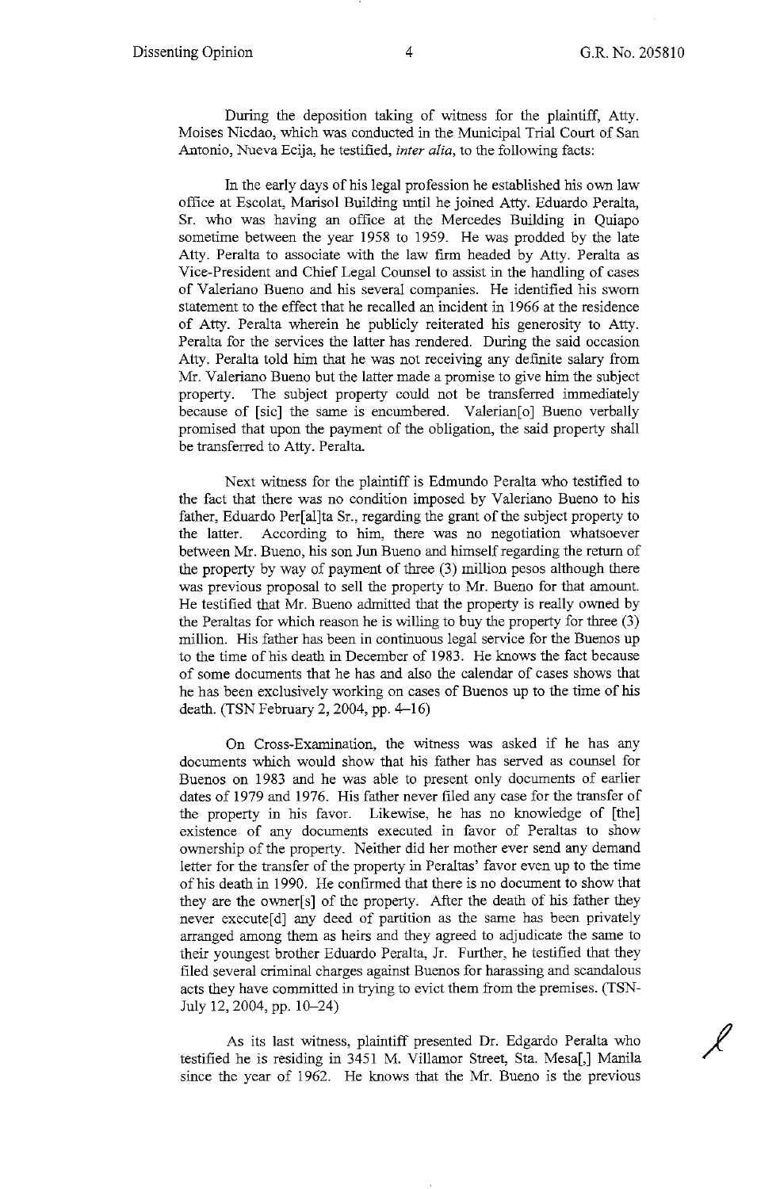During the deposition taking of witness for the plaintiff, Atty. Moises Nicdao, which was conducted in the Municipal Trial Court of San Antonio, Nueva Ecija, he testified, *inter alia*, to the following facts:

In the early days of his legal profession he established his own law office at Escolat, Marisol Building until he joined Atty. Eduardo Peralta, Sr. who was having an office at the Mercedes Building in Quiapo sometime between the year 1958 to 1959. He was prodded by the late Atty. Peralta to associate with the law firm headed by Atty. Peralta as Vice-President and Chief Legal Counsel to assist in the handling of cases of Valeriano Bueno and his several companies. He identified his sworn statement to the effect that he recalled an incident in 1966 at the residence of Atty. Peralta wherein he publicly reiterated his generosity to Atty. Peralta for the services the latter has rendered. During the said occasion Atty. Peralta told him that he was not receiving any definite salary from Mr. Valeriano Bueno but the latter made a promise to give him the subject property. The subject property could not be transferred immediately because of [sic] the same is encumbered. Valerian[o] Bueno verbally promised that upon the payment of the obligation, the said property shall be transferred to Atty. Peralta.

Next witness for the plaintiff is Edmundo Peralta who testified to the fact that there was no condition imposed by Valeriano Bueno to his father, Eduardo Per[al]ta Sr., regarding the grant of the subject property to the latter. According to him, there was no negotiation whatsoever between Mr. Bueno, his son Jun Bueno and himself regarding the return of the property by way of payment of three (3) million pesos although there was previous proposal to sell the property to Mr. Bueno for that amount. He testified that Mr. Bueno admitted that the property is really owned by the Peraltas for which reason he is willing to buy the property for three (3) million. His father has been in continuous legal service for the Buenos up to the time of his death in December of 1983. He knows the fact because of some documents that he has and also the calendar of cases shows that he has been exclusively working on cases of Buenos up to the time of his death. (TSN February 2, 2004, pp. 4–16)

On Cross-Examination, the witness was asked if he has any documents which would show that his father has served as counsel for Buenos on 1983 and he was able to present only documents of earlier dates of 1979 and 1976. His father never filed any case for the transfer of the property in his favor. Likewise, he has no knowledge of [the] existence of any documents executed in favor of Peraltas to show ownership of the property. Neither did her mother ever send any demand letter for the transfer of the property in Peraltas' favor even up to the time of his death in 1990. He confirmed that there is no document to show that they are the owner[s] of the property. After the death of his father they never execute[d] any deed of partition as the same has been privately arranged among them as heirs and they agreed to adjudicate the same to their youngest brother Eduardo Peralta, Jr. Further, he testified that they filed several criminal charges against Buenos for harassing and scandalous acts they have committed in trying to evict them from the premises. (TSN-July 12, 2004, pp. 10–24)

As its last witness, plaintiff presented Dr. Edgardo Peralta who testified he is residing in 3451 M. Villamor Street, Sta. Mesa[,] Manila since the year of 1962. He knows that the Mr. Bueno is the previous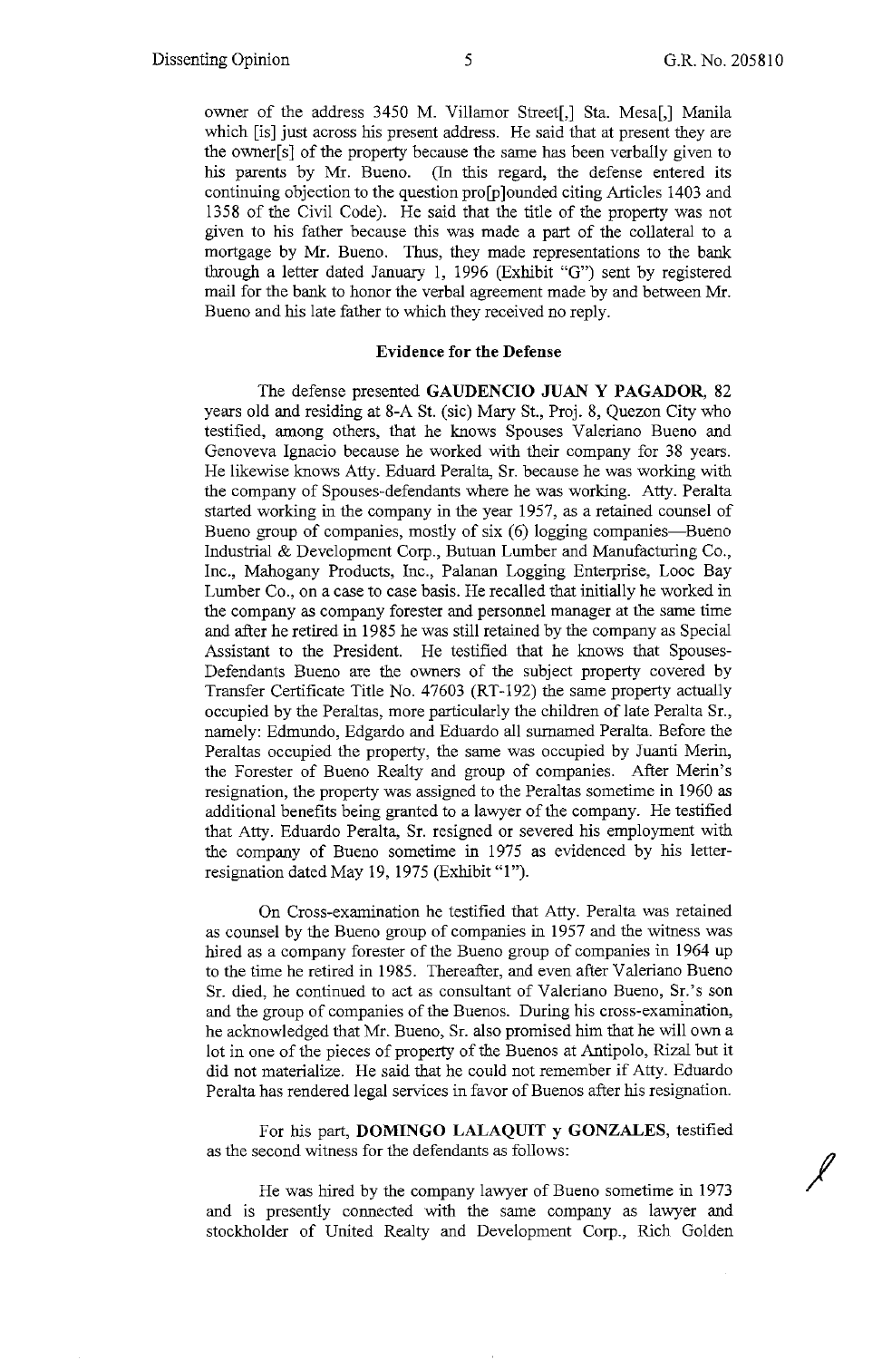owner of the address 3450 M. Villamor Street[,] Sta. Mesa[,] Manila which [is] just across his present address. He said that at present they are the owner[s] of the property because the same has been verbally given to his parents by Mr. Bueno. (In this regard, the defense entered its continuing objection to the question pro[p]ounded citing Articles 1403 and 1358 of the Civil Code). He said that the title of the property was not given to his father because this was made a part of the collateral to a mortgage by Mr. Bueno. Thus, they made representations to the bank through a letter dated January 1, 1996 (Exhibit "G") sent by registered mail for the bank to honor the verbal agreement made by and between Mr. Bueno and his late father to which they received no reply.

**Evidence for the Defense**

The defense presented **GAUDENCIO JUAN Y PAGADOR**, 82 years old and residing at 8-A St. (sic) Mary St., Proj. 8, Quezon City who testified, among others, that he knows Spouses Valeriano Bueno and Genoveva Ignacio because he worked with their company for 38 years. He likewise knows Atty. Eduard Peralta, Sr. because he was working with the company of Spouses-defendants where he was working. Atty. Peralta started working in the company in the year 1957, as a retained counsel of Bueno group of companies, mostly of six (6) logging companies—Bueno Industrial & Development Corp., Butuan Lumber and Manufacturing Co., Inc., Mahogany Products, Inc., Palanan Logging Enterprise, Looc Bay Lumber Co., on a case to case basis. He recalled that initially he worked in the company as company forester and personnel manager at the same time and after he retired in 1985 he was still retained by the company as Special Assistant to the President. He testified that he knows that Spouses-Defendants Bueno are the owners of the subject property covered by Transfer Certificate Title No. 47603 (RT-192) the same property actually occupied by the Peraltas, more particularly the children of late Peralta Sr., namely: Edmundo, Edgardo and Eduardo all surnamed Peralta. Before the Peraltas occupied the property, the same was occupied by Juanti Merin, the Forester of Bueno Realty and group of companies. After Merin's resignation, the property was assigned to the Peraltas sometime in 1960 as additional benefits being granted to a lawyer of the company. He testified that Atty. Eduardo Peralta, Sr. resigned or severed his employment with the company of Bueno sometime in 1975 as evidenced by his letter-resignation dated May 19, 1975 (Exhibit "1").

On Cross-examination he testified that Atty. Peralta was retained as counsel by the Bueno group of companies in 1957 and the witness was hired as a company forester of the Bueno group of companies in 1964 up to the time he retired in 1985. Thereafter, and even after Valeriano Bueno Sr. died, he continued to act as consultant of Valeriano Bueno, Sr.'s son and the group of companies of the Buenos. During his cross-examination, he acknowledged that Mr. Bueno, Sr. also promised him that he will own a lot in one of the pieces of property of the Buenos at Antipolo, Rizal but it did not materialize. He said that he could not remember if Atty. Eduardo Peralta has rendered legal services in favor of Buenos after his resignation.

For his part, **DOMINGO LALAQUIT y GONZALES**, testified as the second witness for the defendants as follows:

He was hired by the company lawyer of Bueno sometime in 1973 and is presently connected with the same company as lawyer and stockholder of United Realty and Development Corp., Rich Golden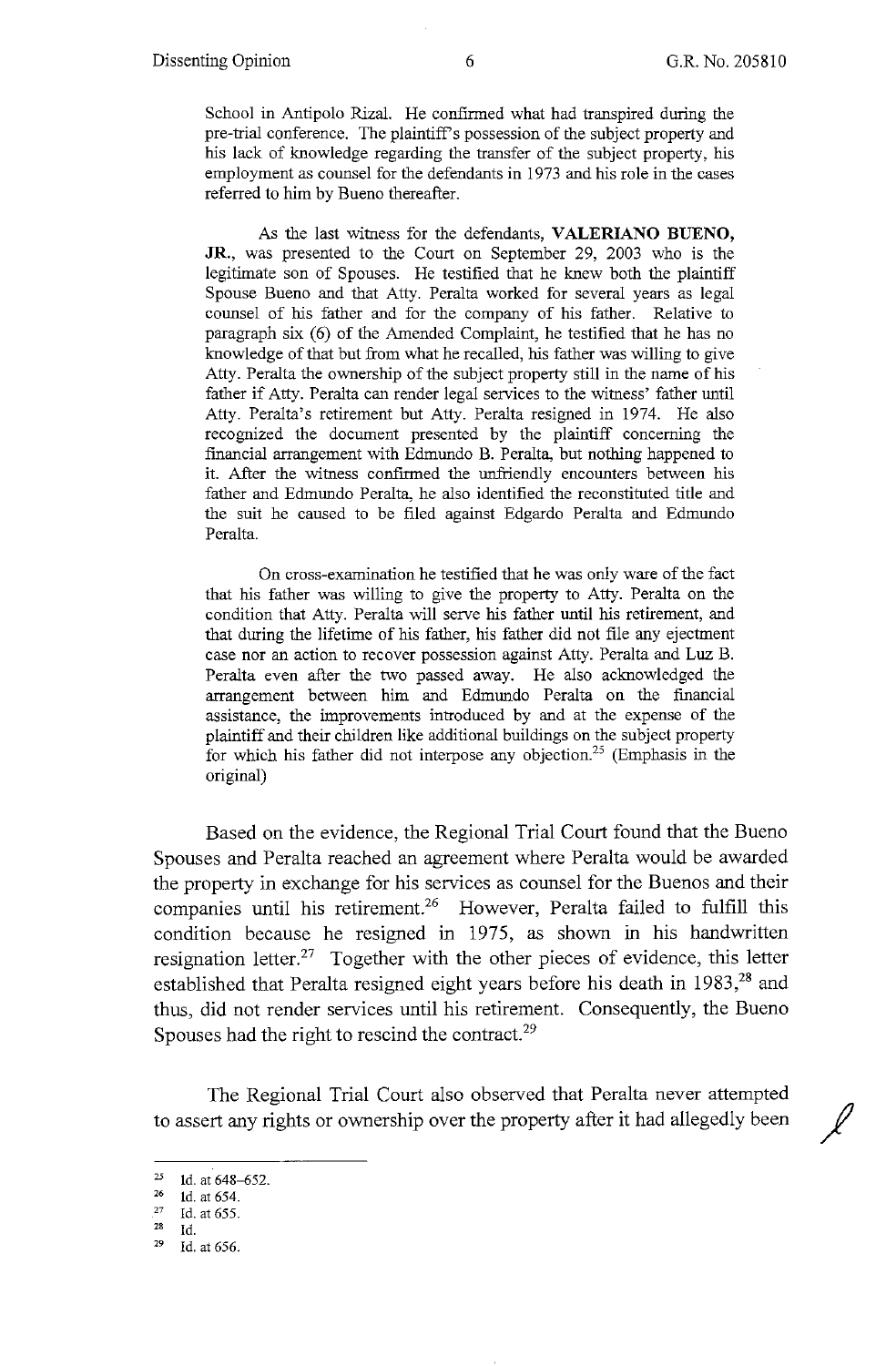School in Antipolo Rizal. He confirmed what had transpired during the pre-trial conference. The plaintiff's possession of the subject property and his lack of knowledge regarding the transfer of the subject property, his employment as counsel for the defendants in 1973 and his role in the cases referred to him by Bueno thereafter.

As the last witness for the defendants, **VALERIANO BUENO, JR.**, was presented to the Court on September 29, 2003 who is the legitimate son of Spouses. He testified that he knew both the plaintiff Spouse Bueno and that Atty. Peralta worked for several years as legal counsel of his father and for the company of his father. Relative to paragraph six (6) of the Amended Complaint, he testified that he has no knowledge of that but from what he recalled, his father was willing to give Atty. Peralta the ownership of the subject property still in the name of his father if Atty. Peralta can render legal services to the witness' father until Atty. Peralta's retirement but Atty. Peralta resigned in 1974. He also recognized the document presented by the plaintiff concerning the financial arrangement with Edmundo B. Peralta, but nothing happened to it. After the witness confirmed the unfriendly encounters between his father and Edmundo Peralta, he also identified the reconstituted title and the suit he caused to be filed against Edgardo Peralta and Edmundo Peralta.

On cross-examination he testified that he was only ware of the fact that his father was willing to give the property to Atty. Peralta on the condition that Atty. Peralta will serve his father until his retirement, and that during the lifetime of his father, his father did not file any ejectment case nor an action to recover possession against Atty. Peralta and Luz B. Peralta even after the two passed away. He also acknowledged the arrangement between him and Edmundo Peralta on the financial assistance, the improvements introduced by and at the expense of the plaintiff and their children like additional buildings on the subject property for which his father did not interpose any objection.[25] (Emphasis in the original)

Based on the evidence, the Regional Trial Court found that the Bueno Spouses and Peralta reached an agreement where Peralta would be awarded the property in exchange for his services as counsel for the Buenos and their companies until his retirement.[26] However, Peralta failed to fulfill this condition because he resigned in 1975, as shown in his handwritten resignation letter.[27] Together with the other pieces of evidence, this letter established that Peralta resigned eight years before his death in 1983,[28] and thus, did not render services until his retirement. Consequently, the Bueno Spouses had the right to rescind the contract.[29]

The Regional Trial Court also observed that Peralta never attempted to assert any rights or ownership over the property after it had allegedly been

---

[25] Id. at 648–652.

[26] Id. at 654.

[27] Id. at 655.

[28] Id.

[29] Id. at 656.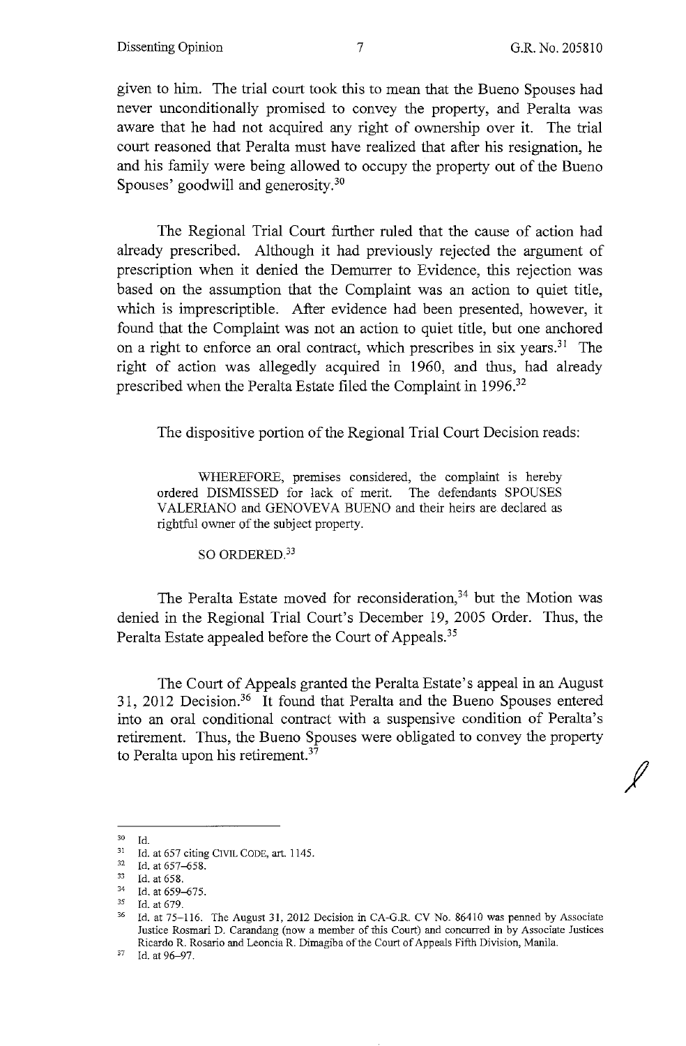given to him. The trial court took this to mean that the Bueno Spouses had never unconditionally promised to convey the property, and Peralta was aware that he had not acquired any right of ownership over it. The trial court reasoned that Peralta must have realized that after his resignation, he and his family were being allowed to occupy the property out of the Bueno Spouses' goodwill and generosity.[30]

The Regional Trial Court further ruled that the cause of action had already prescribed. Although it had previously rejected the argument of prescription when it denied the Demurrer to Evidence, this rejection was based on the assumption that the Complaint was an action to quiet title, which is imprescriptible. After evidence had been presented, however, it found that the Complaint was not an action to quiet title, but one anchored on a right to enforce an oral contract, which prescribes in six years.[31] The right of action was allegedly acquired in 1960, and thus, had already prescribed when the Peralta Estate filed the Complaint in 1996.[32]

The dispositive portion of the Regional Trial Court Decision reads:

> WHEREFORE, premises considered, the complaint is hereby ordered DISMISSED for lack of merit. The defendants SPOUSES VALERIANO and GENOVEVA BUENO and their heirs are declared as rightful owner of the subject property.
>
> SO ORDERED.[33]

The Peralta Estate moved for reconsideration,[34] but the Motion was denied in the Regional Trial Court's December 19, 2005 Order. Thus, the Peralta Estate appealed before the Court of Appeals.[35]

The Court of Appeals granted the Peralta Estate's appeal in an August 31, 2012 Decision.[36] It found that Peralta and the Bueno Spouses entered into an oral conditional contract with a suspensive condition of Peralta's retirement. Thus, the Bueno Spouses were obligated to convey the property to Peralta upon his retirement.[37]

---

[30] Id.

[31] Id. at 657 citing CIVIL CODE, art. 1145.

[32] Id. at 657–658.

[33] Id. at 658.

[34] Id. at 659–675.

[35] Id. at 679.

[36] Id. at 75–116. The August 31, 2012 Decision in CA-G.R. CV No. 86410 was penned by Associate Justice Rosmari D. Carandang (now a member of this Court) and concurred in by Associate Justices Ricardo R. Rosario and Leoncia R. Dimagiba of the Court of Appeals Fifth Division, Manila.

[37] Id. at 96–97.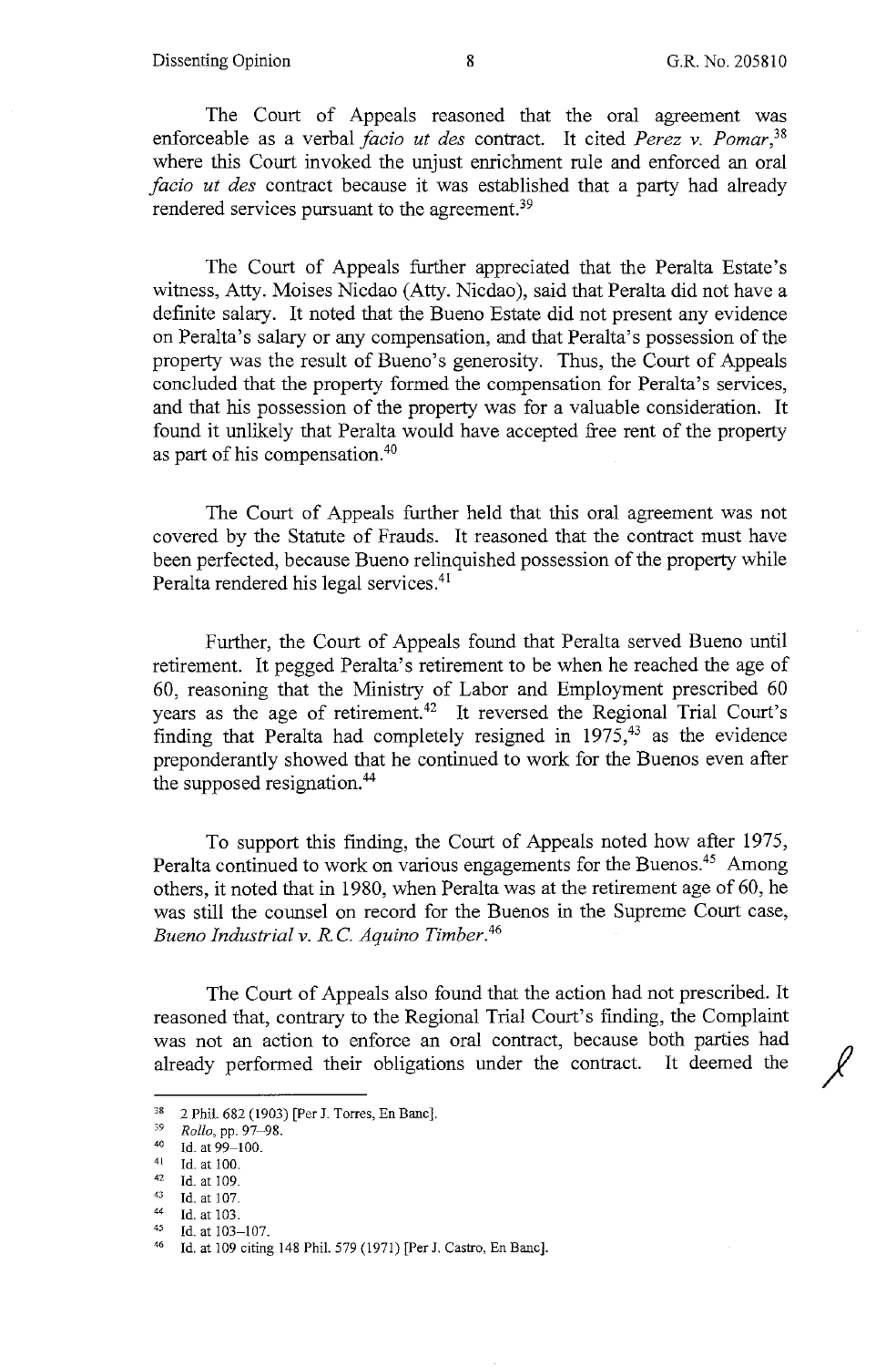The Court of Appeals reasoned that the oral agreement was enforceable as a verbal *facio ut des* contract. It cited *Perez v. Pomar*,[38] where this Court invoked the unjust enrichment rule and enforced an oral *facio ut des* contract because it was established that a party had already rendered services pursuant to the agreement.[39]

The Court of Appeals further appreciated that the Peralta Estate's witness, Atty. Moises Nicdao (Atty. Nicdao), said that Peralta did not have a definite salary. It noted that the Bueno Estate did not present any evidence on Peralta's salary or any compensation, and that Peralta's possession of the property was the result of Bueno's generosity. Thus, the Court of Appeals concluded that the property formed the compensation for Peralta's services, and that his possession of the property was for a valuable consideration. It found it unlikely that Peralta would have accepted free rent of the property as part of his compensation.[40]

The Court of Appeals further held that this oral agreement was not covered by the Statute of Frauds. It reasoned that the contract must have been perfected, because Bueno relinquished possession of the property while Peralta rendered his legal services.[41]

Further, the Court of Appeals found that Peralta served Bueno until retirement. It pegged Peralta's retirement to be when he reached the age of 60, reasoning that the Ministry of Labor and Employment prescribed 60 years as the age of retirement.[42] It reversed the Regional Trial Court's finding that Peralta had completely resigned in 1975,[43] as the evidence preponderantly showed that he continued to work for the Buenos even after the supposed resignation.[44]

To support this finding, the Court of Appeals noted how after 1975, Peralta continued to work on various engagements for the Buenos.[45] Among others, it noted that in 1980, when Peralta was at the retirement age of 60, he was still the counsel on record for the Buenos in the Supreme Court case, *Bueno Industrial v. R.C. Aquino Timber*.[46]

The Court of Appeals also found that the action had not prescribed. It reasoned that, contrary to the Regional Trial Court's finding, the Complaint was not an action to enforce an oral contract, because both parties had already performed their obligations under the contract. It deemed the

---

[38] 2 Phil. 682 (1903) [Per J. Torres, En Banc].
[39] *Rollo*, pp. 97–98.
[40] Id. at 99–100.
[41] Id. at 100.
[42] Id. at 109.
[43] Id. at 107.
[44] Id. at 103.
[45] Id. at 103–107.
[46] Id. at 109 citing 148 Phil. 579 (1971) [Per J. Castro, En Banc].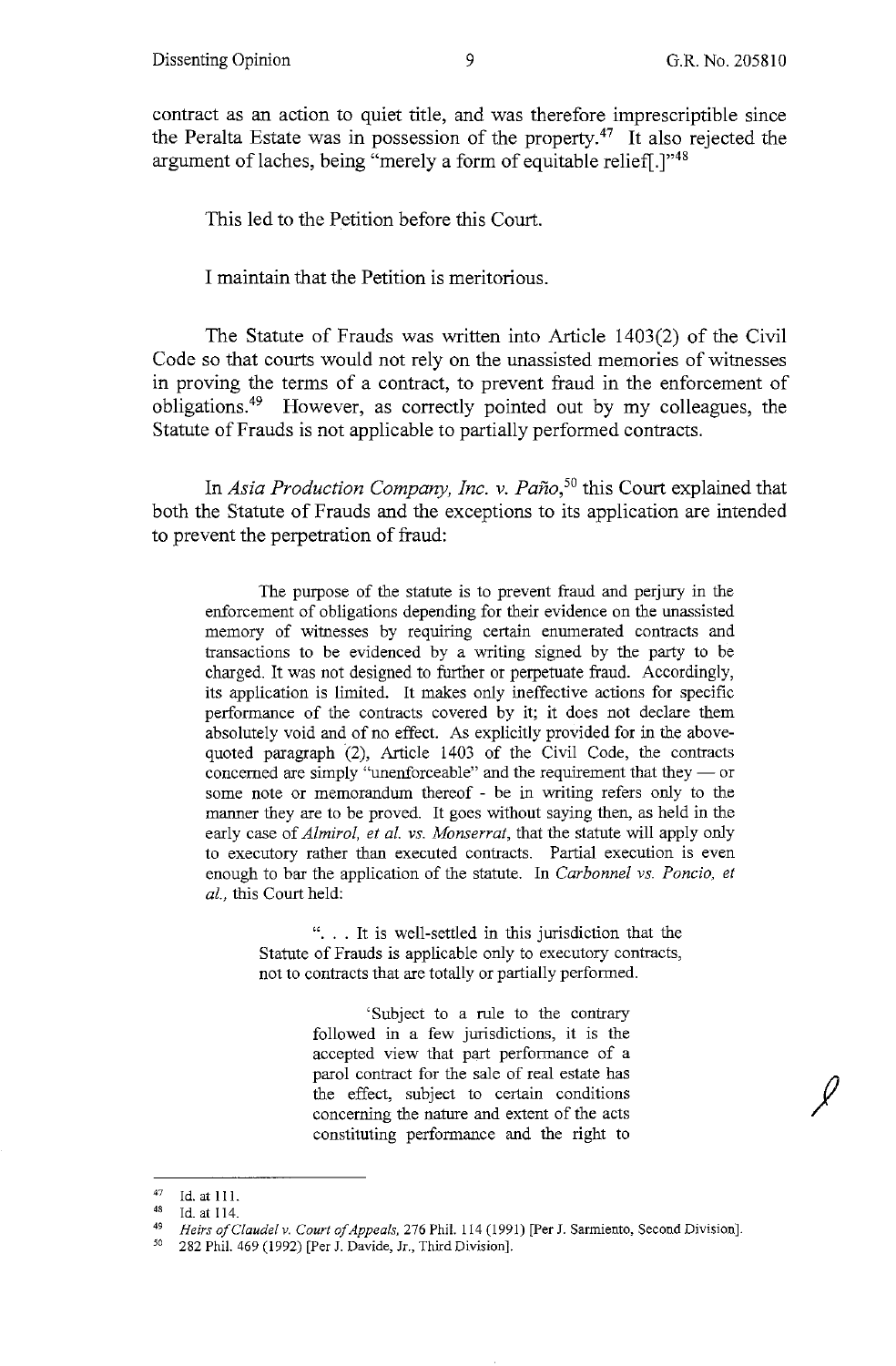contract as an action to quiet title, and was therefore imprescriptible since the Peralta Estate was in possession of the property.[47] It also rejected the argument of laches, being "merely a form of equitable relief[.]"[48]

This led to the Petition before this Court.

I maintain that the Petition is meritorious.

The Statute of Frauds was written into Article 1403(2) of the Civil Code so that courts would not rely on the unassisted memories of witnesses in proving the terms of a contract, to prevent fraud in the enforcement of obligations.[49] However, as correctly pointed out by my colleagues, the Statute of Frauds is not applicable to partially performed contracts.

In *Asia Production Company, Inc. v. Paño*,[50] this Court explained that both the Statute of Frauds and the exceptions to its application are intended to prevent the perpetration of fraud:

> The purpose of the statute is to prevent fraud and perjury in the enforcement of obligations depending for their evidence on the unassisted memory of witnesses by requiring certain enumerated contracts and transactions to be evidenced by a writing signed by the party to be charged. It was not designed to further or perpetuate fraud. Accordingly, its application is limited. It makes only ineffective actions for specific performance of the contracts covered by it; it does not declare them absolutely void and of no effect. As explicitly provided for in the above-quoted paragraph (2), Article 1403 of the Civil Code, the contracts concerned are simply "unenforceable" and the requirement that they — or some note or memorandum thereof - be in writing refers only to the manner they are to be proved. It goes without saying then, as held in the early case of *Almirol, et al. vs. Monserrat*, that the statute will apply only to executory rather than executed contracts. Partial execution is even enough to bar the application of the statute. In *Carbonnel vs. Poncio, et al.*, this Court held:
>
> > ". . . It is well-settled in this jurisdiction that the Statute of Frauds is applicable only to executory contracts, not to contracts that are totally or partially performed.
> >
> > > 'Subject to a rule to the contrary followed in a few jurisdictions, it is the accepted view that part performance of a parol contract for the sale of real estate has the effect, subject to certain conditions concerning the nature and extent of the acts constituting performance and the right to

---

[47] Id. at 111.

[48] Id. at 114.

[49] *Heirs of Claudel v. Court of Appeals*, 276 Phil. 114 (1991) [Per J. Sarmiento, Second Division].

[50] 282 Phil. 469 (1992) [Per J. Davide, Jr., Third Division].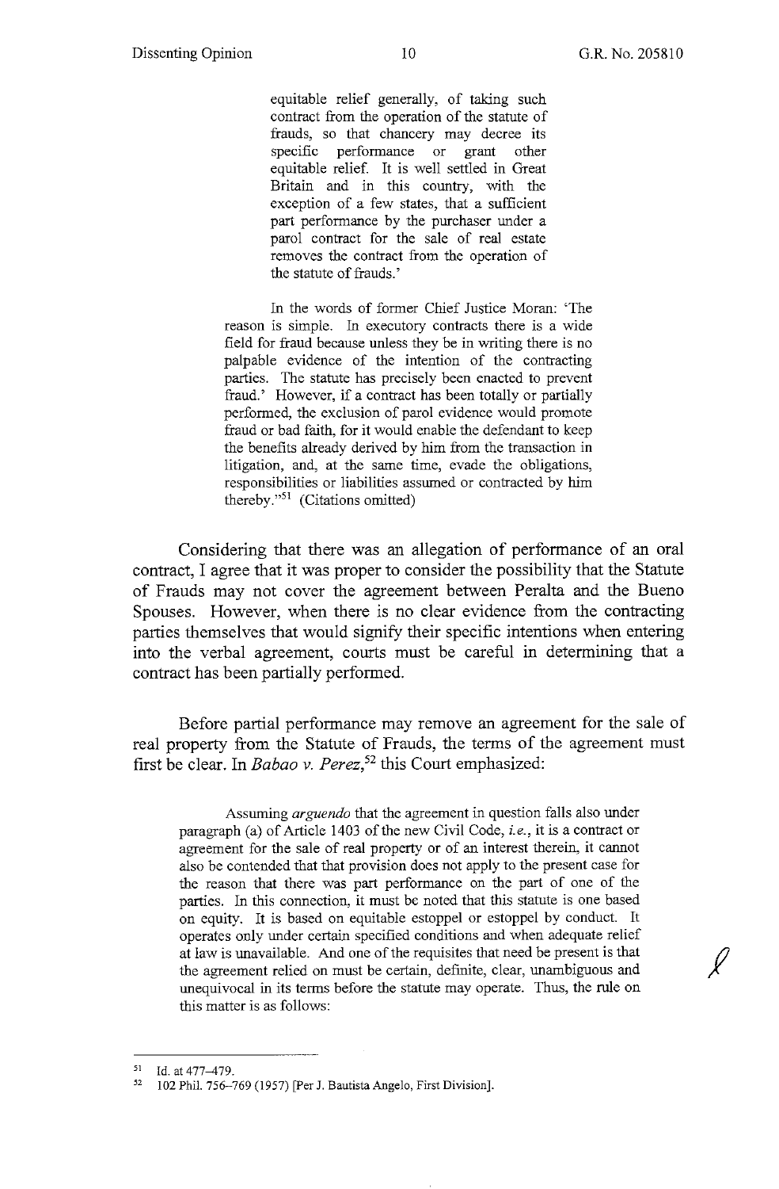> equitable relief generally, of taking such contract from the operation of the statute of frauds, so that chancery may decree its specific performance or grant other equitable relief. It is well settled in Great Britain and in this country, with the exception of a few states, that a sufficient part performance by the purchaser under a parol contract for the sale of real estate removes the contract from the operation of the statute of frauds.'
>
> In the words of former Chief Justice Moran: 'The reason is simple. In executory contracts there is a wide field for fraud because unless they be in writing there is no palpable evidence of the intention of the contracting parties. The statute has precisely been enacted to prevent fraud.' However, if a contract has been totally or partially performed, the exclusion of parol evidence would promote fraud or bad faith, for it would enable the defendant to keep the benefits already derived by him from the transaction in litigation, and, at the same time, evade the obligations, responsibilities or liabilities assumed or contracted by him thereby."[51] (Citations omitted)

Considering that there was an allegation of performance of an oral contract, I agree that it was proper to consider the possibility that the Statute of Frauds may not cover the agreement between Peralta and the Bueno Spouses. However, when there is no clear evidence from the contracting parties themselves that would signify their specific intentions when entering into the verbal agreement, courts must be careful in determining that a contract has been partially performed.

Before partial performance may remove an agreement for the sale of real property from the Statute of Frauds, the terms of the agreement must first be clear. In *Babao v. Perez*,[52] this Court emphasized:

> Assuming *arguendo* that the agreement in question falls also under paragraph (a) of Article 1403 of the new Civil Code, *i.e.*, it is a contract or agreement for the sale of real property or of an interest therein, it cannot also be contended that that provision does not apply to the present case for the reason that there was part performance on the part of one of the parties. In this connection, it must be noted that this statute is one based on equity. It is based on equitable estoppel or estoppel by conduct. It operates only under certain specified conditions and when adequate relief at law is unavailable. And one of the requisites that need be present is that the agreement relied on must be certain, definite, clear, unambiguous and unequivocal in its terms before the statute may operate. Thus, the rule on this matter is as follows:

---

[51] Id. at 477–479.

[52] 102 Phil. 756–769 (1957) [Per J. Bautista Angelo, First Division].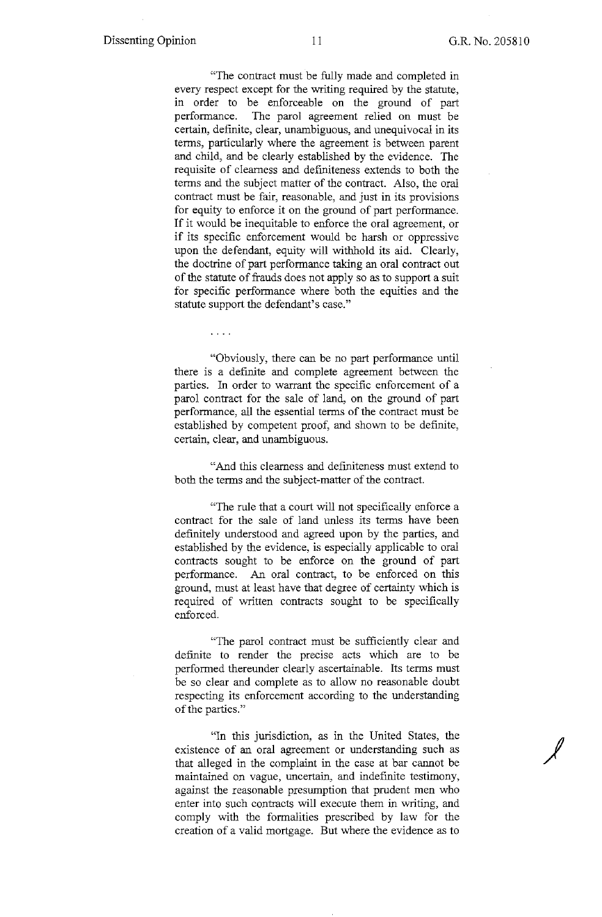"The contract must be fully made and completed in every respect except for the writing required by the statute, in order to be enforceable on the ground of part performance. The parol agreement relied on must be certain, definite, clear, unambiguous, and unequivocal in its terms, particularly where the agreement is between parent and child, and be clearly established by the evidence. The requisite of clearness and definiteness extends to both the terms and the subject matter of the contract. Also, the oral contract must be fair, reasonable, and just in its provisions for equity to enforce it on the ground of part performance. If it would be inequitable to enforce the oral agreement, or if its specific enforcement would be harsh or oppressive upon the defendant, equity will withhold its aid. Clearly, the doctrine of part performance taking an oral contract out of the statute of frauds does not apply so as to support a suit for specific performance where both the equities and the statute support the defendant's case."

. . . .

"Obviously, there can be no part performance until there is a definite and complete agreement between the parties. In order to warrant the specific enforcement of a parol contract for the sale of land, on the ground of part performance, all the essential terms of the contract must be established by competent proof, and shown to be definite, certain, clear, and unambiguous.

"And this clearness and definiteness must extend to both the terms and the subject-matter of the contract.

"The rule that a court will not specifically enforce a contract for the sale of land unless its terms have been definitely understood and agreed upon by the parties, and established by the evidence, is especially applicable to oral contracts sought to be enforce on the ground of part performance. An oral contract, to be enforced on this ground, must at least have that degree of certainty which is required of written contracts sought to be specifically enforced.

"The parol contract must be sufficiently clear and definite to render the precise acts which are to be performed thereunder clearly ascertainable. Its terms must be so clear and complete as to allow no reasonable doubt respecting its enforcement according to the understanding of the parties."

"In this jurisdiction, as in the United States, the existence of an oral agreement or understanding such as that alleged in the complaint in the case at bar cannot be maintained on vague, uncertain, and indefinite testimony, against the reasonable presumption that prudent men who enter into such contracts will execute them in writing, and comply with the formalities prescribed by law for the creation of a valid mortgage. But where the evidence as to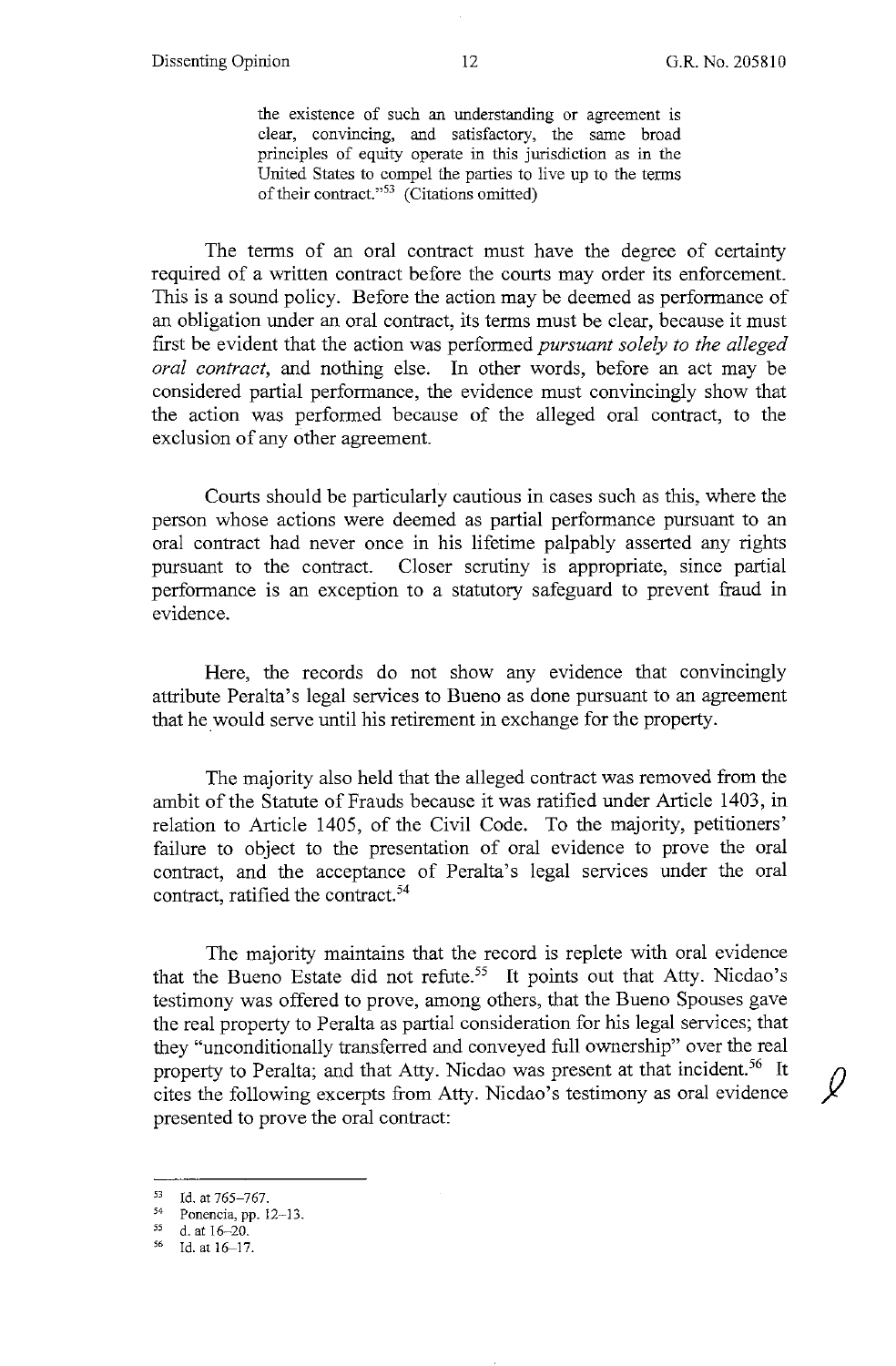> the existence of such an understanding or agreement is clear, convincing, and satisfactory, the same broad principles of equity operate in this jurisdiction as in the United States to compel the parties to live up to the terms of their contract."[53] (Citations omitted)

The terms of an oral contract must have the degree of certainty required of a written contract before the courts may order its enforcement. This is a sound policy. Before the action may be deemed as performance of an obligation under an oral contract, its terms must be clear, because it must first be evident that the action was performed *pursuant solely to the alleged oral contract*, and nothing else. In other words, before an act may be considered partial performance, the evidence must convincingly show that the action was performed because of the alleged oral contract, to the exclusion of any other agreement.

Courts should be particularly cautious in cases such as this, where the person whose actions were deemed as partial performance pursuant to an oral contract had never once in his lifetime palpably asserted any rights pursuant to the contract. Closer scrutiny is appropriate, since partial performance is an exception to a statutory safeguard to prevent fraud in evidence.

Here, the records do not show any evidence that convincingly attribute Peralta's legal services to Bueno as done pursuant to an agreement that he would serve until his retirement in exchange for the property.

The majority also held that the alleged contract was removed from the ambit of the Statute of Frauds because it was ratified under Article 1403, in relation to Article 1405, of the Civil Code. To the majority, petitioners' failure to object to the presentation of oral evidence to prove the oral contract, and the acceptance of Peralta's legal services under the oral contract, ratified the contract.[54]

The majority maintains that the record is replete with oral evidence that the Bueno Estate did not refute.[55] It points out that Atty. Nicdao's testimony was offered to prove, among others, that the Bueno Spouses gave the real property to Peralta as partial consideration for his legal services; that they "unconditionally transferred and conveyed full ownership" over the real property to Peralta; and that Atty. Nicdao was present at that incident.[56] It cites the following excerpts from Atty. Nicdao's testimony as oral evidence presented to prove the oral contract:

---

[53] Id. at 765–767.

[54] Ponencia, pp. 12–13.

[55] d. at 16–20.

[56] Id. at 16–17.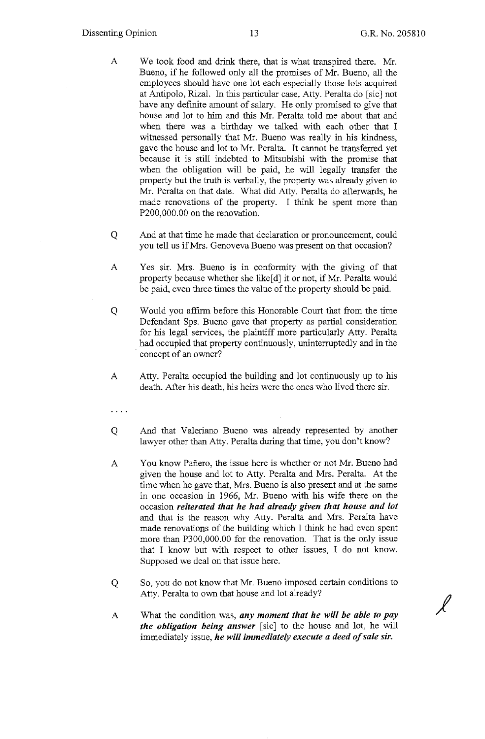A We took food and drink there, that is what transpired there. Mr. Bueno, if he followed only all the promises of Mr. Bueno, all the employees should have one lot each especially those lots acquired at Antipolo, Rizal. In this particular case, Atty. Peralta do [sic] not have any definite amount of salary. He only promised to give that house and lot to him and this Mr. Peralta told me about that and when there was a birthday we talked with each other that I witnessed personally that Mr. Bueno was really in his kindness, gave the house and lot to Mr. Peralta. It cannot be transferred yet because it is still indebted to Mitsubishi with the promise that when the obligation will be paid, he will legally transfer the property but the truth is verbally, the property was already given to Mr. Peralta on that date. What did Atty. Peralta do afterwards, he made renovations of the property. I think he spent more than P200,000.00 on the renovation.

Q And at that time he made that declaration or pronouncement, could you tell us if Mrs. Genoveva Bueno was present on that occasion?

A Yes sir. Mrs. Bueno is in conformity with the giving of that property because whether she like[d] it or not, if Mr. Peralta would be paid, even three times the value of the property should be paid.

Q Would you affirm before this Honorable Court that from the time Defendant Sps. Bueno gave that property as partial consideration for his legal services, the plaintiff more particularly Atty. Peralta had occupied that property continuously, uninterruptedly and in the concept of an owner?

A Atty. Peralta occupied the building and lot continuously up to his death. After his death, his heirs were the ones who lived there sir.

. . . .

Q And that Valeriano Bueno was already represented by another lawyer other than Atty. Peralta during that time, you don't know?

A You know Pañero, the issue here is whether or not Mr. Bueno had given the house and lot to Atty. Peralta and Mrs. Peralta. At the time when he gave that, Mrs. Bueno is also present and at the same in one occasion in 1966, Mr. Bueno with his wife there on the occasion ***reiterated that he had already given that house and lot*** and that is the reason why Atty. Peralta and Mrs. Peralta have made renovations of the building which I think he had even spent more than P300,000.00 for the renovation. That is the only issue that I know but with respect to other issues, I do not know. Supposed we deal on that issue here.

Q So, you do not know that Mr. Bueno imposed certain conditions to Atty. Peralta to own that house and lot already?

A What the condition was, ***any moment that he will be able to pay the obligation being answer*** [sic] to the house and lot, he will immediately issue, ***he will immediately execute a deed of sale sir.***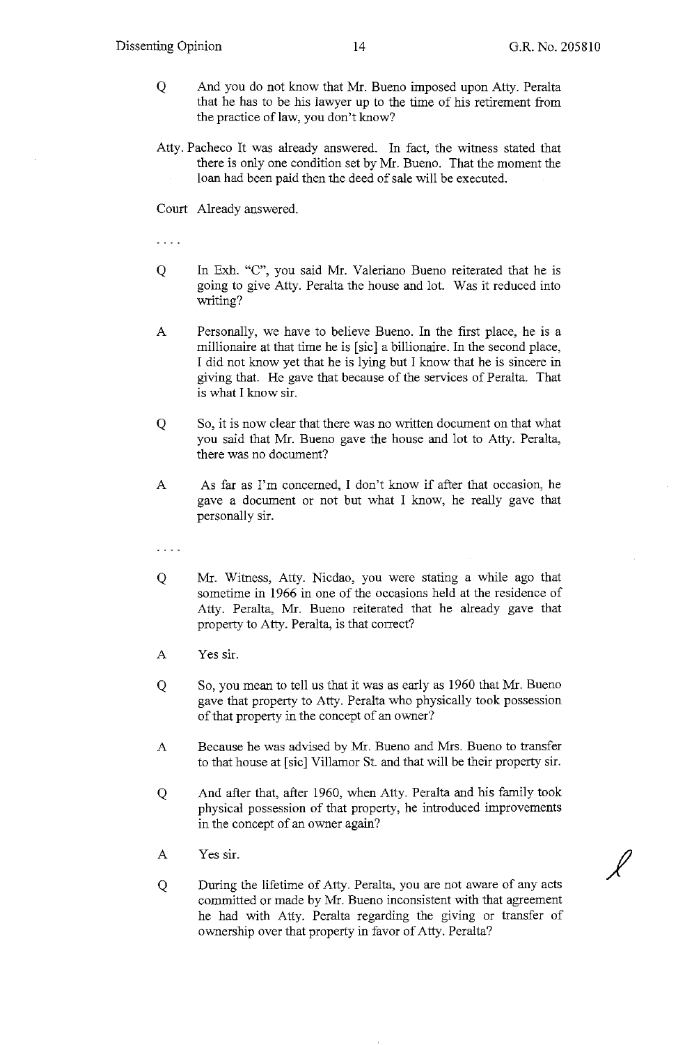Q And you do not know that Mr. Bueno imposed upon Atty. Peralta that he has to be his lawyer up to the time of his retirement from the practice of law, you don't know?

Atty. Pacheco It was already answered. In fact, the witness stated that there is only one condition set by Mr. Bueno. That the moment the loan had been paid then the deed of sale will be executed.

Court Already answered.

. . . .

Q In Exh. "C", you said Mr. Valeriano Bueno reiterated that he is going to give Atty. Peralta the house and lot. Was it reduced into writing?

A Personally, we have to believe Bueno. In the first place, he is a millionaire at that time he is [sic] a billionaire. In the second place, I did not know yet that he is lying but I know that he is sincere in giving that. He gave that because of the services of Peralta. That is what I know sir.

Q So, it is now clear that there was no written document on that what you said that Mr. Bueno gave the house and lot to Atty. Peralta, there was no document?

A As far as I'm concerned, I don't know if after that occasion, he gave a document or not but what I know, he really gave that personally sir.

. . . .

Q Mr. Witness, Atty. Nicdao, you were stating a while ago that sometime in 1966 in one of the occasions held at the residence of Atty. Peralta, Mr. Bueno reiterated that he already gave that property to Atty. Peralta, is that correct?

A Yes sir.

Q So, you mean to tell us that it was as early as 1960 that Mr. Bueno gave that property to Atty. Peralta who physically took possession of that property in the concept of an owner?

A Because he was advised by Mr. Bueno and Mrs. Bueno to transfer to that house at [sic] Villamor St. and that will be their property sir.

Q And after that, after 1960, when Atty. Peralta and his family took physical possession of that property, he introduced improvements in the concept of an owner again?

A Yes sir.

Q During the lifetime of Atty. Peralta, you are not aware of any acts committed or made by Mr. Bueno inconsistent with that agreement he had with Atty. Peralta regarding the giving or transfer of ownership over that property in favor of Atty. Peralta?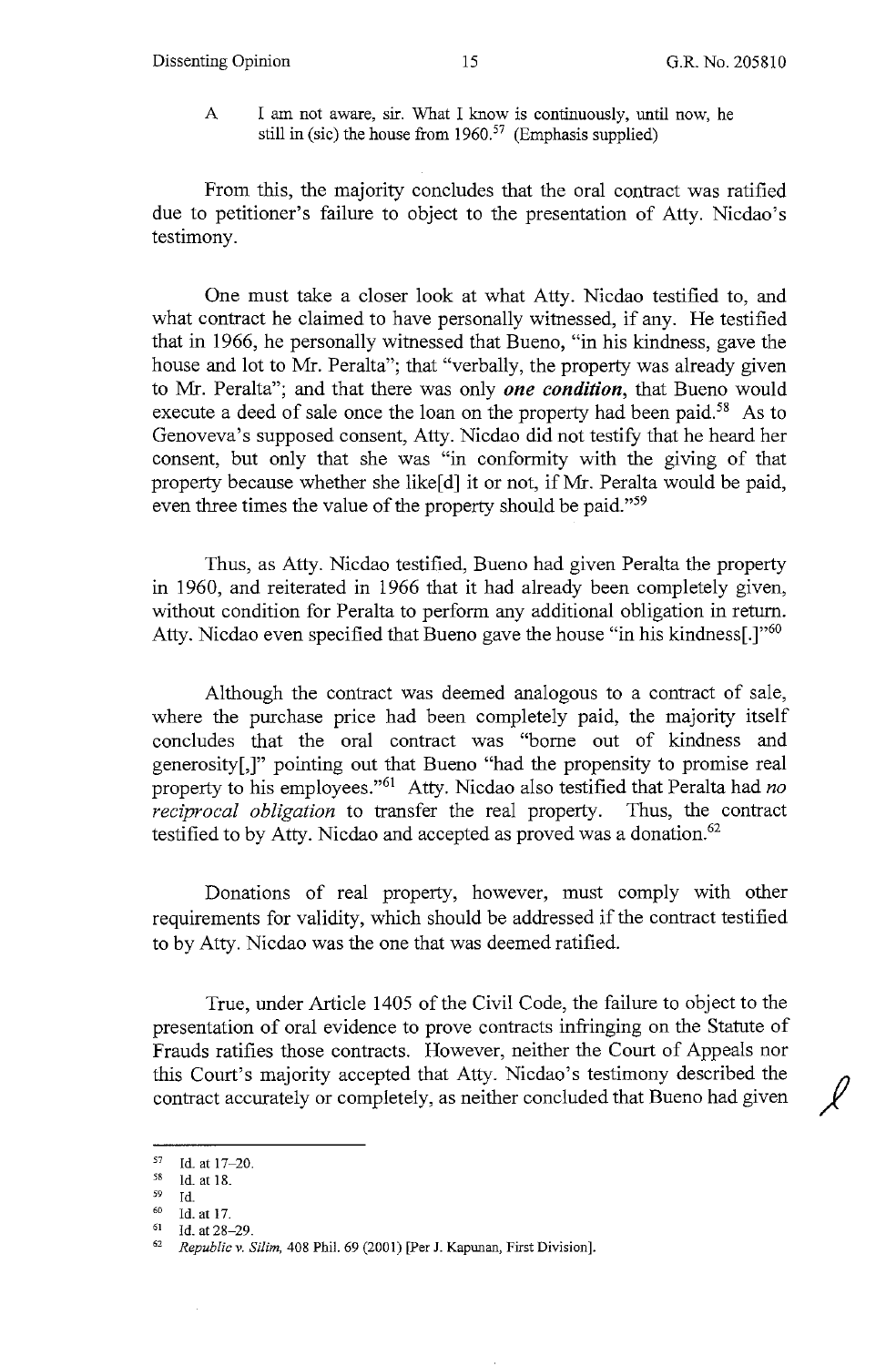A I am not aware, sir. What I know is continuously, until now, he still in (sic) the house from 1960.[57] (Emphasis supplied)

From this, the majority concludes that the oral contract was ratified due to petitioner's failure to object to the presentation of Atty. Nicdao's testimony.

One must take a closer look at what Atty. Nicdao testified to, and what contract he claimed to have personally witnessed, if any. He testified that in 1966, he personally witnessed that Bueno, "in his kindness, gave the house and lot to Mr. Peralta"; that "verbally, the property was already given to Mr. Peralta"; and that there was only ***one condition***, that Bueno would execute a deed of sale once the loan on the property had been paid.[58] As to Genoveva's supposed consent, Atty. Nicdao did not testify that he heard her consent, but only that she was "in conformity with the giving of that property because whether she like[d] it or not, if Mr. Peralta would be paid, even three times the value of the property should be paid."[59]

Thus, as Atty. Nicdao testified, Bueno had given Peralta the property in 1960, and reiterated in 1966 that it had already been completely given, without condition for Peralta to perform any additional obligation in return. Atty. Nicdao even specified that Bueno gave the house "in his kindness[.]"[60]

Although the contract was deemed analogous to a contract of sale, where the purchase price had been completely paid, the majority itself concludes that the oral contract was "borne out of kindness and generosity[,]" pointing out that Bueno "had the propensity to promise real property to his employees."[61] Atty. Nicdao also testified that Peralta had *no reciprocal obligation* to transfer the real property. Thus, the contract testified to by Atty. Nicdao and accepted as proved was a donation.[62]

Donations of real property, however, must comply with other requirements for validity, which should be addressed if the contract testified to by Atty. Nicdao was the one that was deemed ratified.

True, under Article 1405 of the Civil Code, the failure to object to the presentation of oral evidence to prove contracts infringing on the Statute of Frauds ratifies those contracts. However, neither the Court of Appeals nor this Court's majority accepted that Atty. Nicdao's testimony described the contract accurately or completely, as neither concluded that Bueno had given

---

[57] Id. at 17–20.

[58] Id. at 18.

[59] Id.

[60] Id. at 17.

[61] Id. at 28–29.

[62] *Republic v. Silim*, 408 Phil. 69 (2001) [Per J. Kapunan, First Division].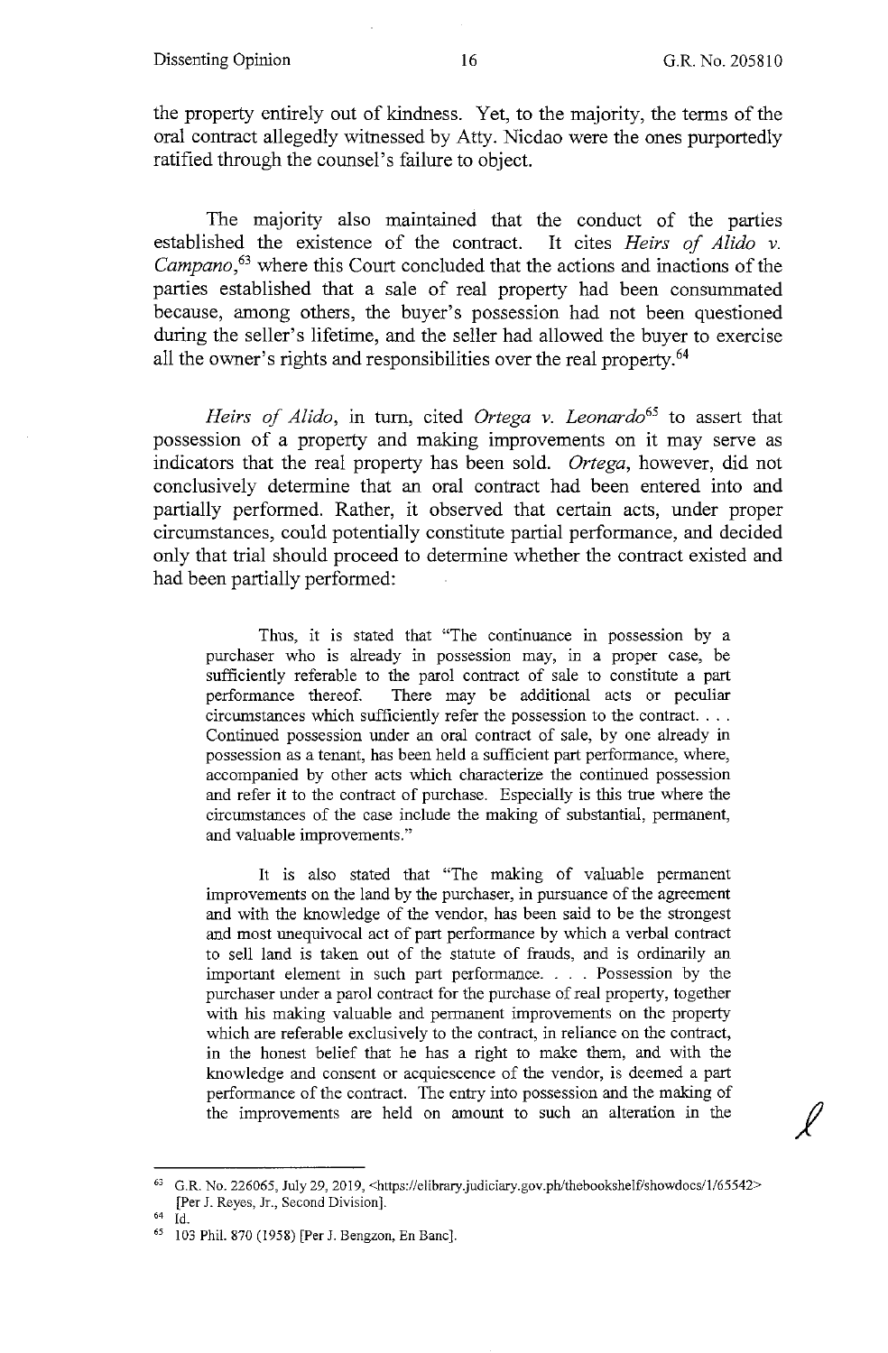the property entirely out of kindness. Yet, to the majority, the terms of the oral contract allegedly witnessed by Atty. Nicdao were the ones purportedly ratified through the counsel's failure to object.

The majority also maintained that the conduct of the parties established the existence of the contract. It cites *Heirs of Alido v. Campano*,[63] where this Court concluded that the actions and inactions of the parties established that a sale of real property had been consummated because, among others, the buyer's possession had not been questioned during the seller's lifetime, and the seller had allowed the buyer to exercise all the owner's rights and responsibilities over the real property.[64]

*Heirs of Alido*, in turn, cited *Ortega v. Leonardo*[65] to assert that possession of a property and making improvements on it may serve as indicators that the real property has been sold. *Ortega*, however, did not conclusively determine that an oral contract had been entered into and partially performed. Rather, it observed that certain acts, under proper circumstances, could potentially constitute partial performance, and decided only that trial should proceed to determine whether the contract existed and had been partially performed:

> Thus, it is stated that "The continuance in possession by a purchaser who is already in possession may, in a proper case, be sufficiently referable to the parol contract of sale to constitute a part performance thereof. There may be additional acts or peculiar circumstances which sufficiently refer the possession to the contract. . . . Continued possession under an oral contract of sale, by one already in possession as a tenant, has been held a sufficient part performance, where, accompanied by other acts which characterize the continued possession and refer it to the contract of purchase. Especially is this true where the circumstances of the case include the making of substantial, permanent, and valuable improvements."
>
> It is also stated that "The making of valuable permanent improvements on the land by the purchaser, in pursuance of the agreement and with the knowledge of the vendor, has been said to be the strongest and most unequivocal act of part performance by which a verbal contract to sell land is taken out of the statute of frauds, and is ordinarily an important element in such part performance. . . . Possession by the purchaser under a parol contract for the purchase of real property, together with his making valuable and permanent improvements on the property which are referable exclusively to the contract, in reliance on the contract, in the honest belief that he has a right to make them, and with the knowledge and consent or acquiescence of the vendor, is deemed a part performance of the contract. The entry into possession and the making of the improvements are held on amount to such an alteration in the

---

[63] G.R. No. 226065, July 29, 2019, <https://elibrary.judiciary.gov.ph/thebookshelf/showdocs/1/65542> [Per J. Reyes, Jr., Second Division].

[64] Id.

[65] 103 Phil. 870 (1958) [Per J. Bengzon, En Banc].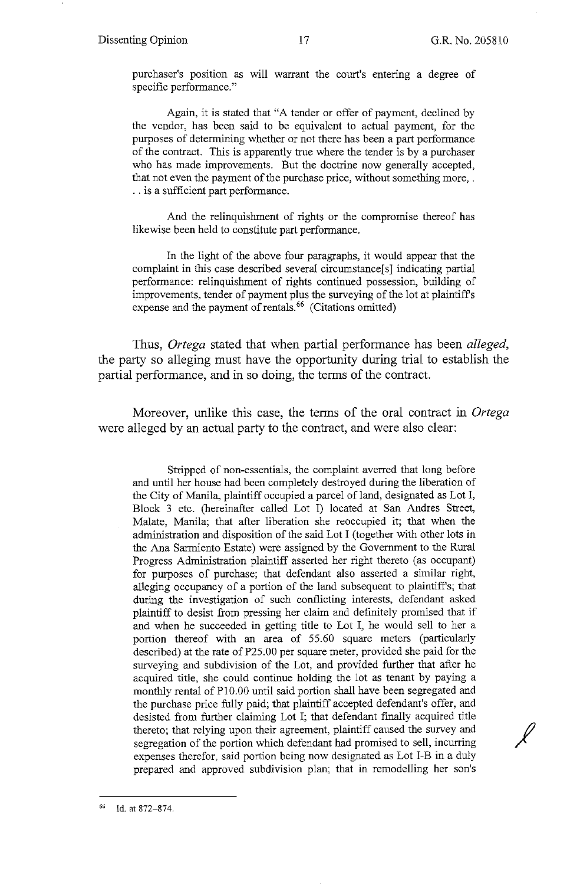purchaser's position as will warrant the court's entering a degree of specific performance."

Again, it is stated that "A tender or offer of payment, declined by the vendor, has been said to be equivalent to actual payment, for the purposes of determining whether or not there has been a part performance of the contract. This is apparently true where the tender is by a purchaser who has made improvements. But the doctrine now generally accepted, that not even the payment of the purchase price, without something more, . . . is a sufficient part performance.

And the relinquishment of rights or the compromise thereof has likewise been held to constitute part performance.

In the light of the above four paragraphs, it would appear that the complaint in this case described several circumstance[s] indicating partial performance: relinquishment of rights continued possession, building of improvements, tender of payment plus the surveying of the lot at plaintiff's expense and the payment of rentals.[66] (Citations omitted)

Thus, *Ortega* stated that when partial performance has been *alleged*, the party so alleging must have the opportunity during trial to establish the partial performance, and in so doing, the terms of the contract.

Moreover, unlike this case, the terms of the oral contract in *Ortega* were alleged by an actual party to the contract, and were also clear:

Stripped of non-essentials, the complaint averred that long before and until her house had been completely destroyed during the liberation of the City of Manila, plaintiff occupied a parcel of land, designated as Lot I, Block 3 etc. (hereinafter called Lot I) located at San Andres Street, Malate, Manila; that after liberation she reoccupied it; that when the administration and disposition of the said Lot I (together with other lots in the Ana Sarmiento Estate) were assigned by the Government to the Rural Progress Administration plaintiff asserted her right thereto (as occupant) for purposes of purchase; that defendant also asserted a similar right, alleging occupancy of a portion of the land subsequent to plaintiff's; that during the investigation of such conflicting interests, defendant asked plaintiff to desist from pressing her claim and definitely promised that if and when he succeeded in getting title to Lot I, he would sell to her a portion thereof with an area of 55.60 square meters (particularly described) at the rate of P25.00 per square meter, provided she paid for the surveying and subdivision of the Lot, and provided further that after he acquired title, she could continue holding the lot as tenant by paying a monthly rental of P10.00 until said portion shall have been segregated and the purchase price fully paid; that plaintiff accepted defendant's offer, and desisted from further claiming Lot I; that defendant finally acquired title thereto; that relying upon their agreement, plaintiff caused the survey and segregation of the portion which defendant had promised to sell, incurring expenses therefor, said portion being now designated as Lot I-B in a duly prepared and approved subdivision plan; that in remodelling her son's

---

[66] Id. at 872–874.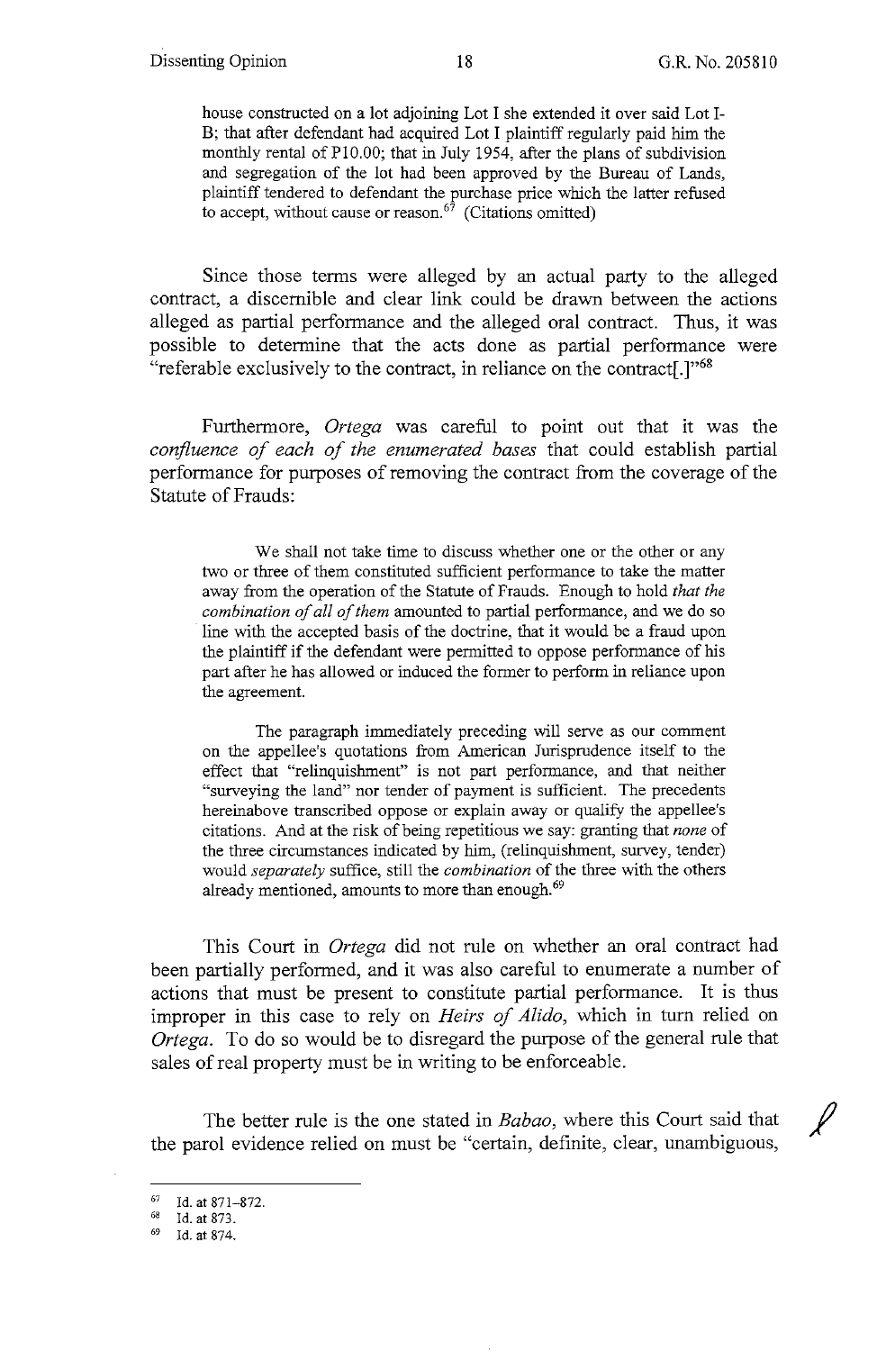> house constructed on a lot adjoining Lot I she extended it over said Lot I-B; that after defendant had acquired Lot I plaintiff regularly paid him the monthly rental of P10.00; that in July 1954, after the plans of subdivision and segregation of the lot had been approved by the Bureau of Lands, plaintiff tendered to defendant the purchase price which the latter refused to accept, without cause or reason.[67] (Citations omitted)

Since those terms were alleged by an actual party to the alleged contract, a discernible and clear link could be drawn between the actions alleged as partial performance and the alleged oral contract. Thus, it was possible to determine that the acts done as partial performance were "referable exclusively to the contract, in reliance on the contract[.]"[68]

Furthermore, *Ortega* was careful to point out that it was the *confluence of each of the enumerated bases* that could establish partial performance for purposes of removing the contract from the coverage of the Statute of Frauds:

> We shall not take time to discuss whether one or the other or any two or three of them constituted sufficient performance to take the matter away from the operation of the Statute of Frauds. Enough to hold *that the combination of all of them* amounted to partial performance, and we do so line with the accepted basis of the doctrine, that it would be a fraud upon the plaintiff if the defendant were permitted to oppose performance of his part after he has allowed or induced the former to perform in reliance upon the agreement.
>
> The paragraph immediately preceding will serve as our comment on the appellee's quotations from American Jurisprudence itself to the effect that "relinquishment" is not part performance, and that neither "surveying the land" nor tender of payment is sufficient. The precedents hereinabove transcribed oppose or explain away or qualify the appellee's citations. And at the risk of being repetitious we say: granting that *none* of the three circumstances indicated by him, (relinquishment, survey, tender) would *separately* suffice, still the *combination* of the three with the others already mentioned, amounts to more than enough.[69]

This Court in *Ortega* did not rule on whether an oral contract had been partially performed, and it was also careful to enumerate a number of actions that must be present to constitute partial performance. It is thus improper in this case to rely on *Heirs of Alido*, which in turn relied on *Ortega*. To do so would be to disregard the purpose of the general rule that sales of real property must be in writing to be enforceable.

The better rule is the one stated in *Babao*, where this Court said that the parol evidence relied on must be "certain, definite, clear, unambiguous,

---

[67] Id. at 871–872.

[68] Id. at 873.

[69] Id. at 874.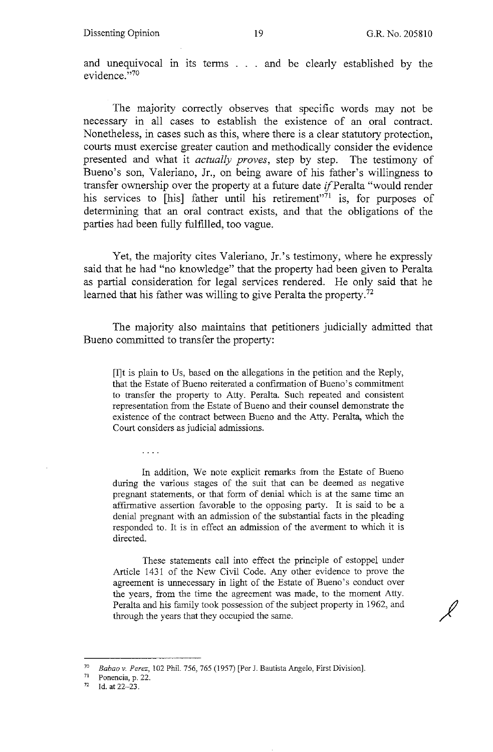and unequivocal in its terms . . . and be clearly established by the evidence."[70]

The majority correctly observes that specific words may not be necessary in all cases to establish the existence of an oral contract. Nonetheless, in cases such as this, where there is a clear statutory protection, courts must exercise greater caution and methodically consider the evidence presented and what it *actually proves*, step by step. The testimony of Bueno's son, Valeriano, Jr., on being aware of his father's willingness to transfer ownership over the property at a future date *if* Peralta "would render his services to [his] father until his retirement"[71] is, for purposes of determining that an oral contract exists, and that the obligations of the parties had been fully fulfilled, too vague.

Yet, the majority cites Valeriano, Jr.'s testimony, where he expressly said that he had "no knowledge" that the property had been given to Peralta as partial consideration for legal services rendered. He only said that he learned that his father was willing to give Peralta the property.[72]

The majority also maintains that petitioners judicially admitted that Bueno committed to transfer the property:

> [I]t is plain to Us, based on the allegations in the petition and the Reply, that the Estate of Bueno reiterated a confirmation of Bueno's commitment to transfer the property to Atty. Peralta. Such repeated and consistent representation from the Estate of Bueno and their counsel demonstrate the existence of the contract between Bueno and the Atty. Peralta, which the Court considers as judicial admissions.
>
> . . . .
>
> In addition, We note explicit remarks from the Estate of Bueno during the various stages of the suit that can be deemed as negative pregnant statements, or that form of denial which is at the same time an affirmative assertion favorable to the opposing party. It is said to be a denial pregnant with an admission of the substantial facts in the pleading responded to. It is in effect an admission of the averment to which it is directed.
>
> These statements call into effect the principle of estoppel under Article 1431 of the New Civil Code. Any other evidence to prove the agreement is unnecessary in light of the Estate of Bueno's conduct over the years, from the time the agreement was made, to the moment Atty. Peralta and his family took possession of the subject property in 1962, and through the years that they occupied the same.

---

[70] *Babao v. Perez*, 102 Phil. 756, 765 (1957) [Per J. Bautista Angelo, First Division].

[71] Ponencia, p. 22.

[72] Id. at 22–23.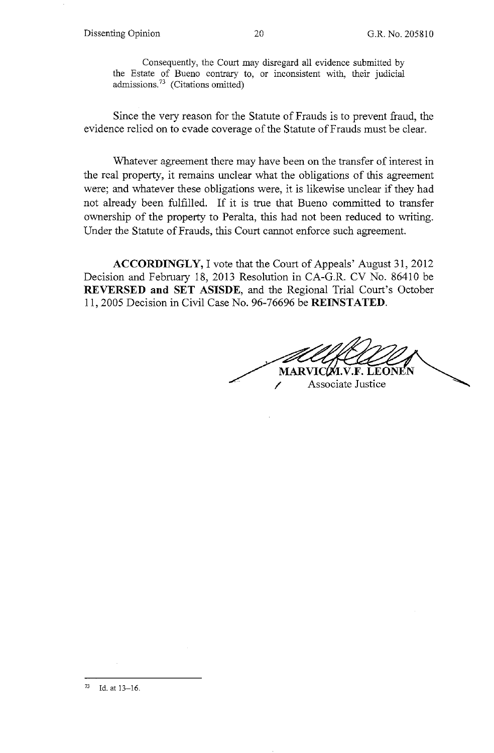> Consequently, the Court may disregard all evidence submitted by the Estate of Bueno contrary to, or inconsistent with, their judicial admissions.[73] (Citations omitted)

Since the very reason for the Statute of Frauds is to prevent fraud, the evidence relied on to evade coverage of the Statute of Frauds must be clear.

Whatever agreement there may have been on the transfer of interest in the real property, it remains unclear what the obligations of this agreement were; and whatever these obligations were, it is likewise unclear if they had not already been fulfilled. If it is true that Bueno committed to transfer ownership of the property to Peralta, this had not been reduced to writing. Under the Statute of Frauds, this Court cannot enforce such agreement.

**ACCORDINGLY,** I vote that the Court of Appeals' August 31, 2012 Decision and February 18, 2013 Resolution in CA-G.R. CV No. 86410 be **REVERSED and SET ASISDE**, and the Regional Trial Court's October 11, 2005 Decision in Civil Case No. 96-76696 be **REINSTATED**.

MARVIC M.V.F. LEONEN
Associate Justice

---

[73] Id. at 13–16.